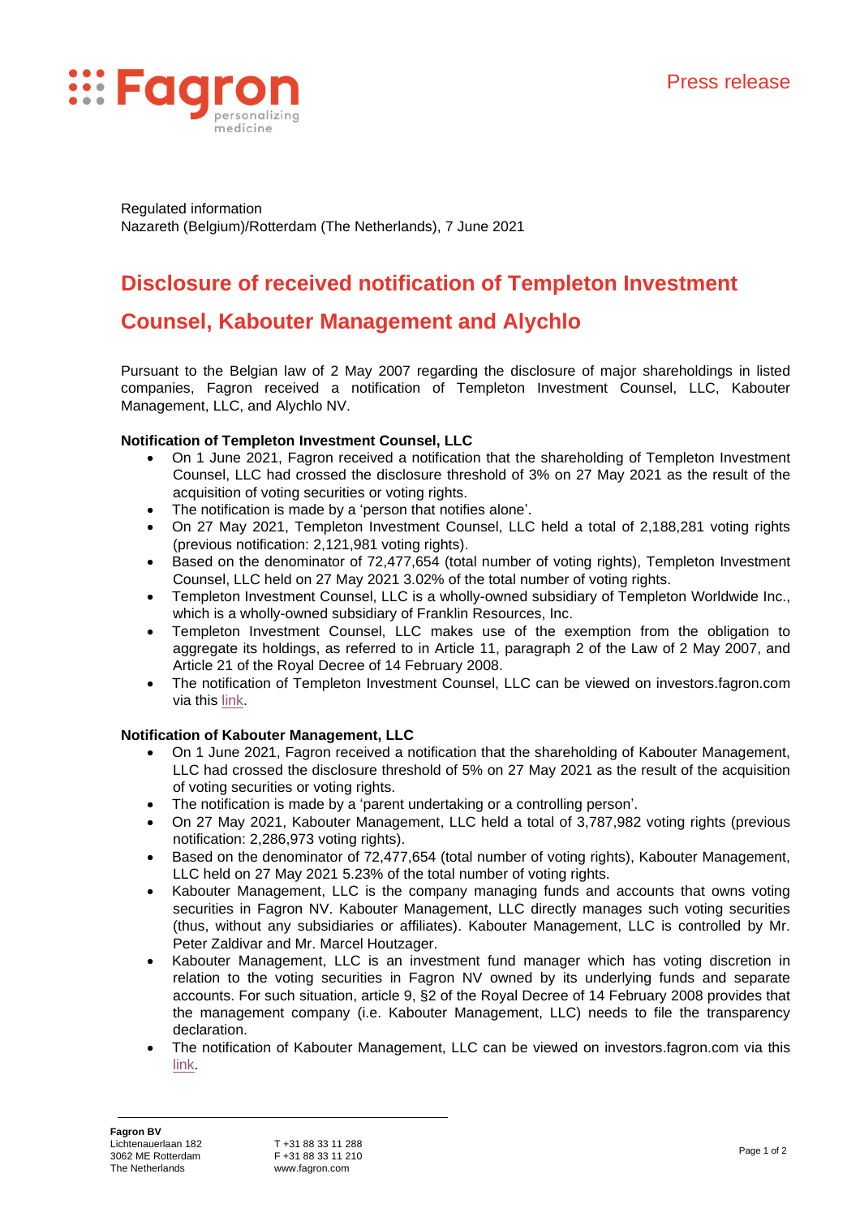Press release

Regulated information
Nazareth (Belgium)/Rotterdam (The Netherlands), 7 June 2021

# Disclosure of received notification of Templeton Investment Counsel, Kabouter Management and Alychlo

Pursuant to the Belgian law of 2 May 2007 regarding the disclosure of major shareholdings in listed companies, Fagron received a notification of Templeton Investment Counsel, LLC, Kabouter Management, LLC, and Alychlo NV.

**Notification of Templeton Investment Counsel, LLC**

- On 1 June 2021, Fagron received a notification that the shareholding of Templeton Investment Counsel, LLC had crossed the disclosure threshold of 3% on 27 May 2021 as the result of the acquisition of voting securities or voting rights.
- The notification is made by a 'person that notifies alone'.
- On 27 May 2021, Templeton Investment Counsel, LLC held a total of 2,188,281 voting rights (previous notification: 2,121,981 voting rights).
- Based on the denominator of 72,477,654 (total number of voting rights), Templeton Investment Counsel, LLC held on 27 May 2021 3.02% of the total number of voting rights.
- Templeton Investment Counsel, LLC is a wholly-owned subsidiary of Templeton Worldwide Inc., which is a wholly-owned subsidiary of Franklin Resources, Inc.
- Templeton Investment Counsel, LLC makes use of the exemption from the obligation to aggregate its holdings, as referred to in Article 11, paragraph 2 of the Law of 2 May 2007, and Article 21 of the Royal Decree of 14 February 2008.
- The notification of Templeton Investment Counsel, LLC can be viewed on investors.fagron.com via this link.

**Notification of Kabouter Management, LLC**

- On 1 June 2021, Fagron received a notification that the shareholding of Kabouter Management, LLC had crossed the disclosure threshold of 5% on 27 May 2021 as the result of the acquisition of voting securities or voting rights.
- The notification is made by a 'parent undertaking or a controlling person'.
- On 27 May 2021, Kabouter Management, LLC held a total of 3,787,982 voting rights (previous notification: 2,286,973 voting rights).
- Based on the denominator of 72,477,654 (total number of voting rights), Kabouter Management, LLC held on 27 May 2021 5.23% of the total number of voting rights.
- Kabouter Management, LLC is the company managing funds and accounts that owns voting securities in Fagron NV. Kabouter Management, LLC directly manages such voting securities (thus, without any subsidiaries or affiliates). Kabouter Management, LLC is controlled by Mr. Peter Zaldivar and Mr. Marcel Houtzager.
- Kabouter Management, LLC is an investment fund manager which has voting discretion in relation to the voting securities in Fagron NV owned by its underlying funds and separate accounts. For such situation, article 9, §2 of the Royal Decree of 14 February 2008 provides that the management company (i.e. Kabouter Management, LLC) needs to file the transparency declaration.
- The notification of Kabouter Management, LLC can be viewed on investors.fagron.com via this link.

**Fagron BV**
Lichtenauerlaan 182
3062 ME Rotterdam
The Netherlands

T +31 88 33 11 288
F +31 88 33 11 210
www.fagron.com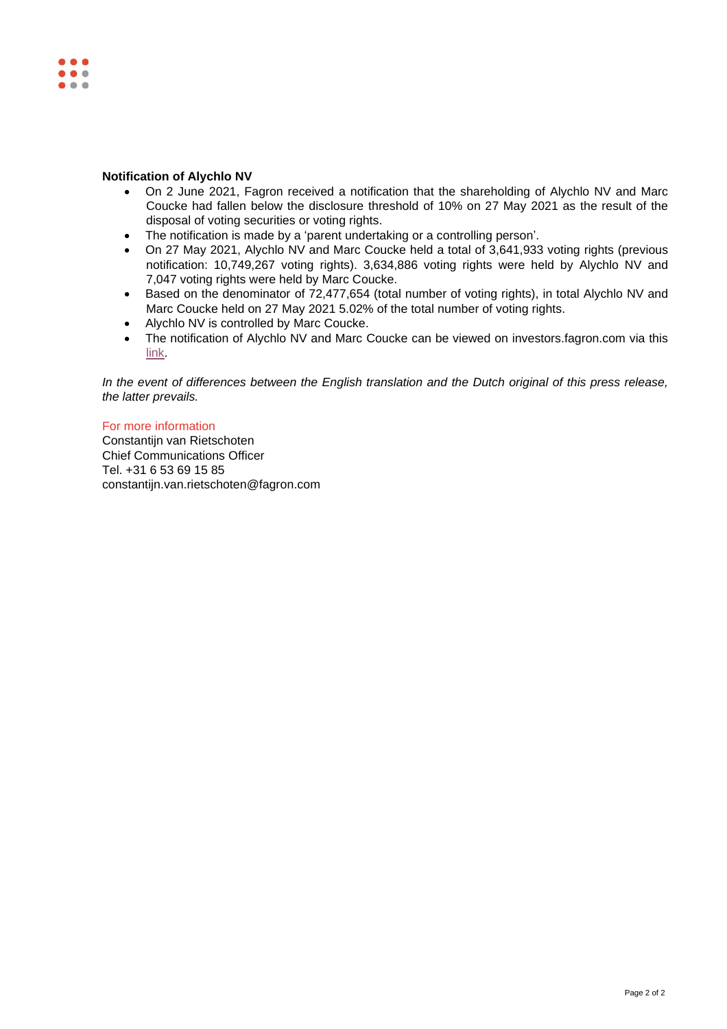**Notification of Alychlo NV**

- On 2 June 2021, Fagron received a notification that the shareholding of Alychlo NV and Marc Coucke had fallen below the disclosure threshold of 10% on 27 May 2021 as the result of the disposal of voting securities or voting rights.
- The notification is made by a 'parent undertaking or a controlling person'.
- On 27 May 2021, Alychlo NV and Marc Coucke held a total of 3,641,933 voting rights (previous notification: 10,749,267 voting rights). 3,634,886 voting rights were held by Alychlo NV and 7,047 voting rights were held by Marc Coucke.
- Based on the denominator of 72,477,654 (total number of voting rights), in total Alychlo NV and Marc Coucke held on 27 May 2021 5.02% of the total number of voting rights.
- Alychlo NV is controlled by Marc Coucke.
- The notification of Alychlo NV and Marc Coucke can be viewed on investors.fagron.com via this link.

*In the event of differences between the English translation and the Dutch original of this press release, the latter prevails.*

For more information
Constantijn van Rietschoten
Chief Communications Officer
Tel. +31 6 53 69 15 85
constantijn.van.rietschoten@fagron.com